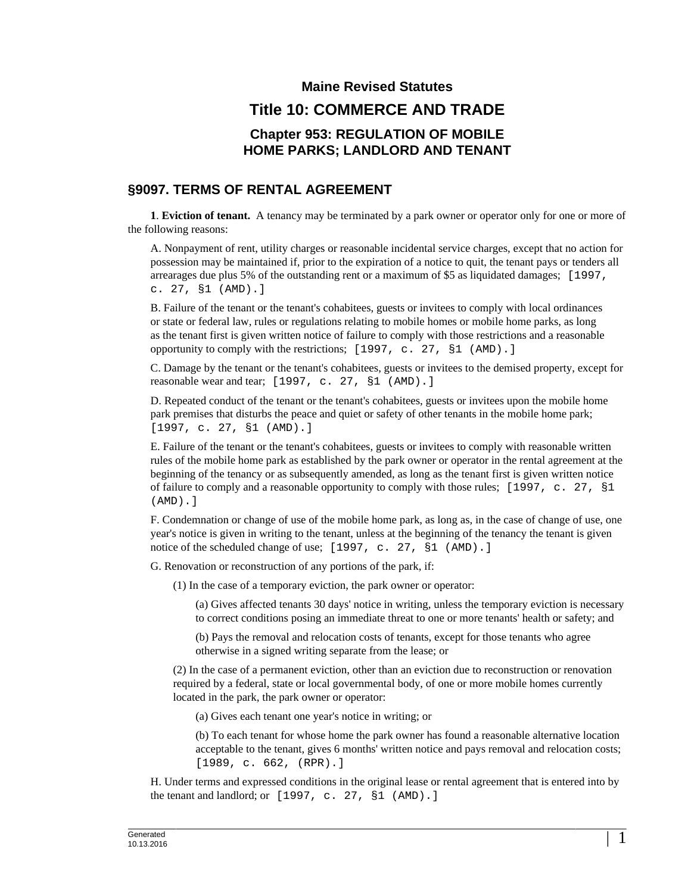# Maine Revised Statutes

## Title 10: COMMERCE AND TRADE

### Chapter 953: REGULATION OF MOBILE HOME PARKS; LANDLORD AND TENANT

## §9097. TERMS OF RENTAL AGREEMENT

**1**. **Eviction of tenant.** A tenancy may be terminated by a park owner or operator only for one or more of the following reasons:

A. Nonpayment of rent, utility charges or reasonable incidental service charges, except that no action for possession may be maintained if, prior to the expiration of a notice to quit, the tenant pays or tenders all arrearages due plus 5% of the outstanding rent or a maximum of $5 as liquidated damages; [1997, c. 27, §1 (AMD).]

B. Failure of the tenant or the tenant's cohabitees, guests or invitees to comply with local ordinances or state or federal law, rules or regulations relating to mobile homes or mobile home parks, as long as the tenant first is given written notice of failure to comply with those restrictions and a reasonable opportunity to comply with the restrictions; [1997, c. 27, §1 (AMD).]

C. Damage by the tenant or the tenant's cohabitees, guests or invitees to the demised property, except for reasonable wear and tear; [1997, c. 27, §1 (AMD).]

D. Repeated conduct of the tenant or the tenant's cohabitees, guests or invitees upon the mobile home park premises that disturbs the peace and quiet or safety of other tenants in the mobile home park; [1997, c. 27, §1 (AMD).]

E. Failure of the tenant or the tenant's cohabitees, guests or invitees to comply with reasonable written rules of the mobile home park as established by the park owner or operator in the rental agreement at the beginning of the tenancy or as subsequently amended, as long as the tenant first is given written notice of failure to comply and a reasonable opportunity to comply with those rules; [1997, c. 27, §1 (AMD).]

F. Condemnation or change of use of the mobile home park, as long as, in the case of change of use, one year's notice is given in writing to the tenant, unless at the beginning of the tenancy the tenant is given notice of the scheduled change of use; [1997, c. 27, §1 (AMD).]

G. Renovation or reconstruction of any portions of the park, if:

(1) In the case of a temporary eviction, the park owner or operator:

(a) Gives affected tenants 30 days' notice in writing, unless the temporary eviction is necessary to correct conditions posing an immediate threat to one or more tenants' health or safety; and

(b) Pays the removal and relocation costs of tenants, except for those tenants who agree otherwise in a signed writing separate from the lease; or

(2) In the case of a permanent eviction, other than an eviction due to reconstruction or renovation required by a federal, state or local governmental body, of one or more mobile homes currently located in the park, the park owner or operator:

(a) Gives each tenant one year's notice in writing; or

(b) To each tenant for whose home the park owner has found a reasonable alternative location acceptable to the tenant, gives 6 months' written notice and pays removal and relocation costs; [1989, c. 662, (RPR).]

H. Under terms and expressed conditions in the original lease or rental agreement that is entered into by the tenant and landlord; or [1997, c. 27, §1 (AMD).]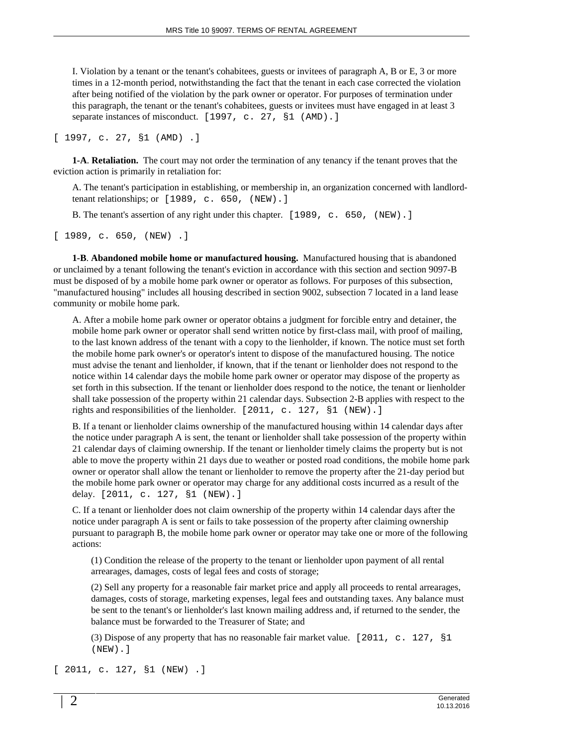I. Violation by a tenant or the tenant's cohabitees, guests or invitees of paragraph A, B or E, 3 or more times in a 12-month period, notwithstanding the fact that the tenant in each case corrected the violation after being notified of the violation by the park owner or operator. For purposes of termination under this paragraph, the tenant or the tenant's cohabitees, guests or invitees must have engaged in at least 3 separate instances of misconduct. [1997, c. 27, §1 (AMD).]

[ 1997, c. 27, §1 (AMD) .]

**1-A**. **Retaliation.** The court may not order the termination of any tenancy if the tenant proves that the eviction action is primarily in retaliation for:

A. The tenant's participation in establishing, or membership in, an organization concerned with landlord-tenant relationships; or [1989, c. 650, (NEW).]

B. The tenant's assertion of any right under this chapter. [1989, c. 650, (NEW).]

[ 1989, c. 650, (NEW) .]

**1-B**. **Abandoned mobile home or manufactured housing.** Manufactured housing that is abandoned or unclaimed by a tenant following the tenant's eviction in accordance with this section and section 9097-B must be disposed of by a mobile home park owner or operator as follows. For purposes of this subsection, "manufactured housing" includes all housing described in section 9002, subsection 7 located in a land lease community or mobile home park.

A. After a mobile home park owner or operator obtains a judgment for forcible entry and detainer, the mobile home park owner or operator shall send written notice by first-class mail, with proof of mailing, to the last known address of the tenant with a copy to the lienholder, if known. The notice must set forth the mobile home park owner's or operator's intent to dispose of the manufactured housing. The notice must advise the tenant and lienholder, if known, that if the tenant or lienholder does not respond to the notice within 14 calendar days the mobile home park owner or operator may dispose of the property as set forth in this subsection. If the tenant or lienholder does respond to the notice, the tenant or lienholder shall take possession of the property within 21 calendar days. Subsection 2-B applies with respect to the rights and responsibilities of the lienholder. [2011, c. 127, §1 (NEW).]

B. If a tenant or lienholder claims ownership of the manufactured housing within 14 calendar days after the notice under paragraph A is sent, the tenant or lienholder shall take possession of the property within 21 calendar days of claiming ownership. If the tenant or lienholder timely claims the property but is not able to move the property within 21 days due to weather or posted road conditions, the mobile home park owner or operator shall allow the tenant or lienholder to remove the property after the 21-day period but the mobile home park owner or operator may charge for any additional costs incurred as a result of the delay. [2011, c. 127, §1 (NEW).]

C. If a tenant or lienholder does not claim ownership of the property within 14 calendar days after the notice under paragraph A is sent or fails to take possession of the property after claiming ownership pursuant to paragraph B, the mobile home park owner or operator may take one or more of the following actions:

(1) Condition the release of the property to the tenant or lienholder upon payment of all rental arrearages, damages, costs of legal fees and costs of storage;

(2) Sell any property for a reasonable fair market price and apply all proceeds to rental arrearages, damages, costs of storage, marketing expenses, legal fees and outstanding taxes. Any balance must be sent to the tenant's or lienholder's last known mailing address and, if returned to the sender, the balance must be forwarded to the Treasurer of State; and

(3) Dispose of any property that has no reasonable fair market value. [2011, c. 127, §1 (NEW).]

[ 2011, c. 127, §1 (NEW) .]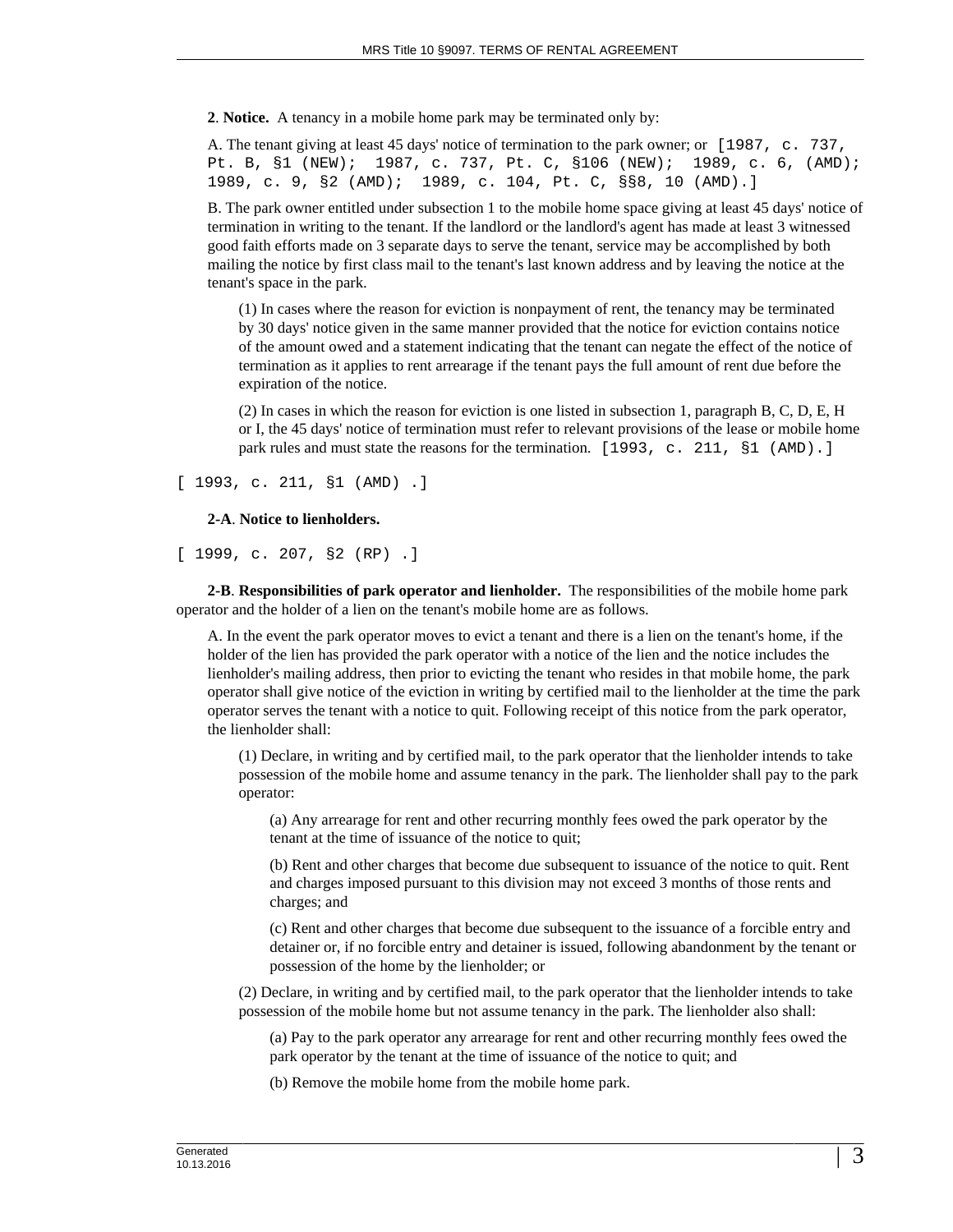**2**. **Notice.** A tenancy in a mobile home park may be terminated only by:

A. The tenant giving at least 45 days' notice of termination to the park owner; or [1987, c. 737, Pt. B, §1 (NEW); 1987, c. 737, Pt. C, §106 (NEW); 1989, c. 6, (AMD); 1989, c. 9, §2 (AMD); 1989, c. 104, Pt. C, §§8, 10 (AMD).]

B. The park owner entitled under subsection 1 to the mobile home space giving at least 45 days' notice of termination in writing to the tenant. If the landlord or the landlord's agent has made at least 3 witnessed good faith efforts made on 3 separate days to serve the tenant, service may be accomplished by both mailing the notice by first class mail to the tenant's last known address and by leaving the notice at the tenant's space in the park.

(1) In cases where the reason for eviction is nonpayment of rent, the tenancy may be terminated by 30 days' notice given in the same manner provided that the notice for eviction contains notice of the amount owed and a statement indicating that the tenant can negate the effect of the notice of termination as it applies to rent arrearage if the tenant pays the full amount of rent due before the expiration of the notice.

(2) In cases in which the reason for eviction is one listed in subsection 1, paragraph B, C, D, E, H or I, the 45 days' notice of termination must refer to relevant provisions of the lease or mobile home park rules and must state the reasons for the termination. [1993, c. 211, §1 (AMD).]

[ 1993, c. 211, §1 (AMD) .]

**2-A**. **Notice to lienholders.**

[ 1999, c. 207, §2 (RP) .]

**2-B**. **Responsibilities of park operator and lienholder.** The responsibilities of the mobile home park operator and the holder of a lien on the tenant's mobile home are as follows.

A. In the event the park operator moves to evict a tenant and there is a lien on the tenant's home, if the holder of the lien has provided the park operator with a notice of the lien and the notice includes the lienholder's mailing address, then prior to evicting the tenant who resides in that mobile home, the park operator shall give notice of the eviction in writing by certified mail to the lienholder at the time the park operator serves the tenant with a notice to quit. Following receipt of this notice from the park operator, the lienholder shall:

(1) Declare, in writing and by certified mail, to the park operator that the lienholder intends to take possession of the mobile home and assume tenancy in the park. The lienholder shall pay to the park operator:

(a) Any arrearage for rent and other recurring monthly fees owed the park operator by the tenant at the time of issuance of the notice to quit;

(b) Rent and other charges that become due subsequent to issuance of the notice to quit. Rent and charges imposed pursuant to this division may not exceed 3 months of those rents and charges; and

(c) Rent and other charges that become due subsequent to the issuance of a forcible entry and detainer or, if no forcible entry and detainer is issued, following abandonment by the tenant or possession of the home by the lienholder; or

(2) Declare, in writing and by certified mail, to the park operator that the lienholder intends to take possession of the mobile home but not assume tenancy in the park. The lienholder also shall:

(a) Pay to the park operator any arrearage for rent and other recurring monthly fees owed the park operator by the tenant at the time of issuance of the notice to quit; and

(b) Remove the mobile home from the mobile home park.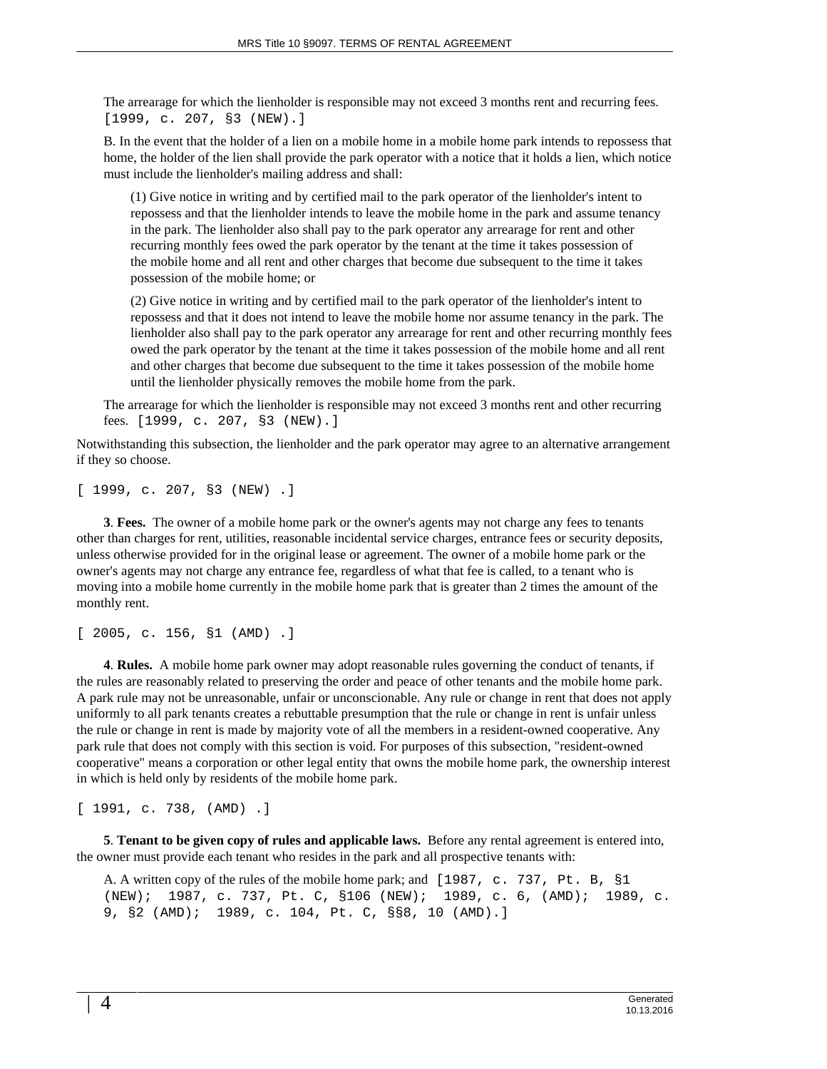The arrearage for which the lienholder is responsible may not exceed 3 months rent and recurring fees. [1999, c. 207, §3 (NEW).]

B. In the event that the holder of a lien on a mobile home in a mobile home park intends to repossess that home, the holder of the lien shall provide the park operator with a notice that it holds a lien, which notice must include the lienholder's mailing address and shall:

(1) Give notice in writing and by certified mail to the park operator of the lienholder's intent to repossess and that the lienholder intends to leave the mobile home in the park and assume tenancy in the park. The lienholder also shall pay to the park operator any arrearage for rent and other recurring monthly fees owed the park operator by the tenant at the time it takes possession of the mobile home and all rent and other charges that become due subsequent to the time it takes possession of the mobile home; or

(2) Give notice in writing and by certified mail to the park operator of the lienholder's intent to repossess and that it does not intend to leave the mobile home nor assume tenancy in the park. The lienholder also shall pay to the park operator any arrearage for rent and other recurring monthly fees owed the park operator by the tenant at the time it takes possession of the mobile home and all rent and other charges that become due subsequent to the time it takes possession of the mobile home until the lienholder physically removes the mobile home from the park.

The arrearage for which the lienholder is responsible may not exceed 3 months rent and other recurring fees. [1999, c. 207, §3 (NEW).]

Notwithstanding this subsection, the lienholder and the park operator may agree to an alternative arrangement if they so choose.

[ 1999, c. 207, §3 (NEW) .]

**3**. **Fees.** The owner of a mobile home park or the owner's agents may not charge any fees to tenants other than charges for rent, utilities, reasonable incidental service charges, entrance fees or security deposits, unless otherwise provided for in the original lease or agreement. The owner of a mobile home park or the owner's agents may not charge any entrance fee, regardless of what that fee is called, to a tenant who is moving into a mobile home currently in the mobile home park that is greater than 2 times the amount of the monthly rent.

[ 2005, c. 156, §1 (AMD) .]

**4**. **Rules.** A mobile home park owner may adopt reasonable rules governing the conduct of tenants, if the rules are reasonably related to preserving the order and peace of other tenants and the mobile home park. A park rule may not be unreasonable, unfair or unconscionable. Any rule or change in rent that does not apply uniformly to all park tenants creates a rebuttable presumption that the rule or change in rent is unfair unless the rule or change in rent is made by majority vote of all the members in a resident-owned cooperative. Any park rule that does not comply with this section is void. For purposes of this subsection, "resident-owned cooperative" means a corporation or other legal entity that owns the mobile home park, the ownership interest in which is held only by residents of the mobile home park.

[ 1991, c. 738, (AMD) .]

**5**. **Tenant to be given copy of rules and applicable laws.** Before any rental agreement is entered into, the owner must provide each tenant who resides in the park and all prospective tenants with:

A. A written copy of the rules of the mobile home park; and [1987, c. 737, Pt. B, §1 (NEW); 1987, c. 737, Pt. C, §106 (NEW); 1989, c. 6, (AMD); 1989, c. 9, §2 (AMD); 1989, c. 104, Pt. C, §§8, 10 (AMD).]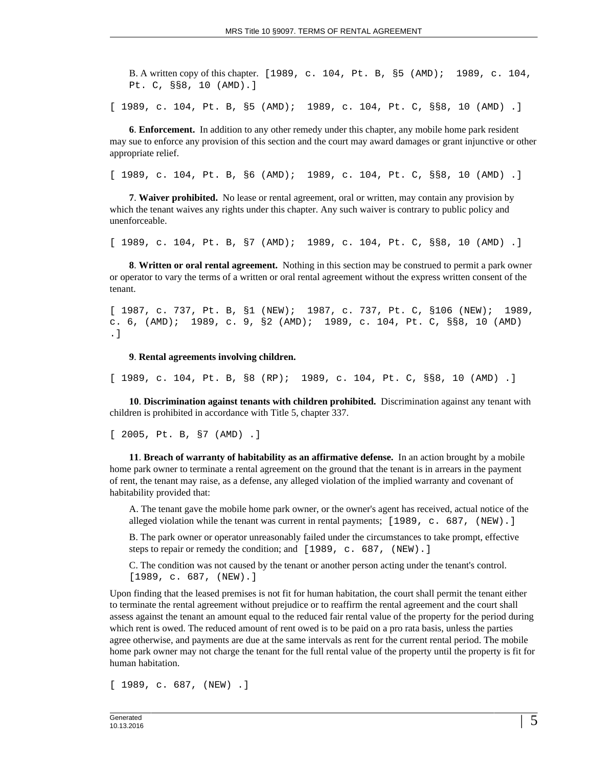B. A written copy of this chapter. [1989, c. 104, Pt. B, §5 (AMD); 1989, c. 104, Pt. C, §§8, 10 (AMD).]

[ 1989, c. 104, Pt. B, §5 (AMD); 1989, c. 104, Pt. C, §§8, 10 (AMD) .]

**6**. **Enforcement.** In addition to any other remedy under this chapter, any mobile home park resident may sue to enforce any provision of this section and the court may award damages or grant injunctive or other appropriate relief.

[ 1989, c. 104, Pt. B, §6 (AMD); 1989, c. 104, Pt. C, §§8, 10 (AMD) .]

**7**. **Waiver prohibited.** No lease or rental agreement, oral or written, may contain any provision by which the tenant waives any rights under this chapter. Any such waiver is contrary to public policy and unenforceable.

[ 1989, c. 104, Pt. B, §7 (AMD); 1989, c. 104, Pt. C, §§8, 10 (AMD) .]

**8**. **Written or oral rental agreement.** Nothing in this section may be construed to permit a park owner or operator to vary the terms of a written or oral rental agreement without the express written consent of the tenant.

[ 1987, c. 737, Pt. B, §1 (NEW); 1987, c. 737, Pt. C, §106 (NEW); 1989, c. 6, (AMD); 1989, c. 9, §2 (AMD); 1989, c. 104, Pt. C, §§8, 10 (AMD) .]

**9**. **Rental agreements involving children.**

[ 1989, c. 104, Pt. B, §8 (RP); 1989, c. 104, Pt. C, §§8, 10 (AMD) .]

**10**. **Discrimination against tenants with children prohibited.** Discrimination against any tenant with children is prohibited in accordance with Title 5, chapter 337.

[ 2005, Pt. B, §7 (AMD) .]

**11**. **Breach of warranty of habitability as an affirmative defense.** In an action brought by a mobile home park owner to terminate a rental agreement on the ground that the tenant is in arrears in the payment of rent, the tenant may raise, as a defense, any alleged violation of the implied warranty and covenant of habitability provided that:

A. The tenant gave the mobile home park owner, or the owner's agent has received, actual notice of the alleged violation while the tenant was current in rental payments; [1989, c. 687, (NEW).]

B. The park owner or operator unreasonably failed under the circumstances to take prompt, effective steps to repair or remedy the condition; and [1989, c. 687, (NEW).]

C. The condition was not caused by the tenant or another person acting under the tenant's control. [1989, c. 687, (NEW).]

Upon finding that the leased premises is not fit for human habitation, the court shall permit the tenant either to terminate the rental agreement without prejudice or to reaffirm the rental agreement and the court shall assess against the tenant an amount equal to the reduced fair rental value of the property for the period during which rent is owed. The reduced amount of rent owed is to be paid on a pro rata basis, unless the parties agree otherwise, and payments are due at the same intervals as rent for the current rental period. The mobile home park owner may not charge the tenant for the full rental value of the property until the property is fit for human habitation.

[ 1989, c. 687, (NEW) .]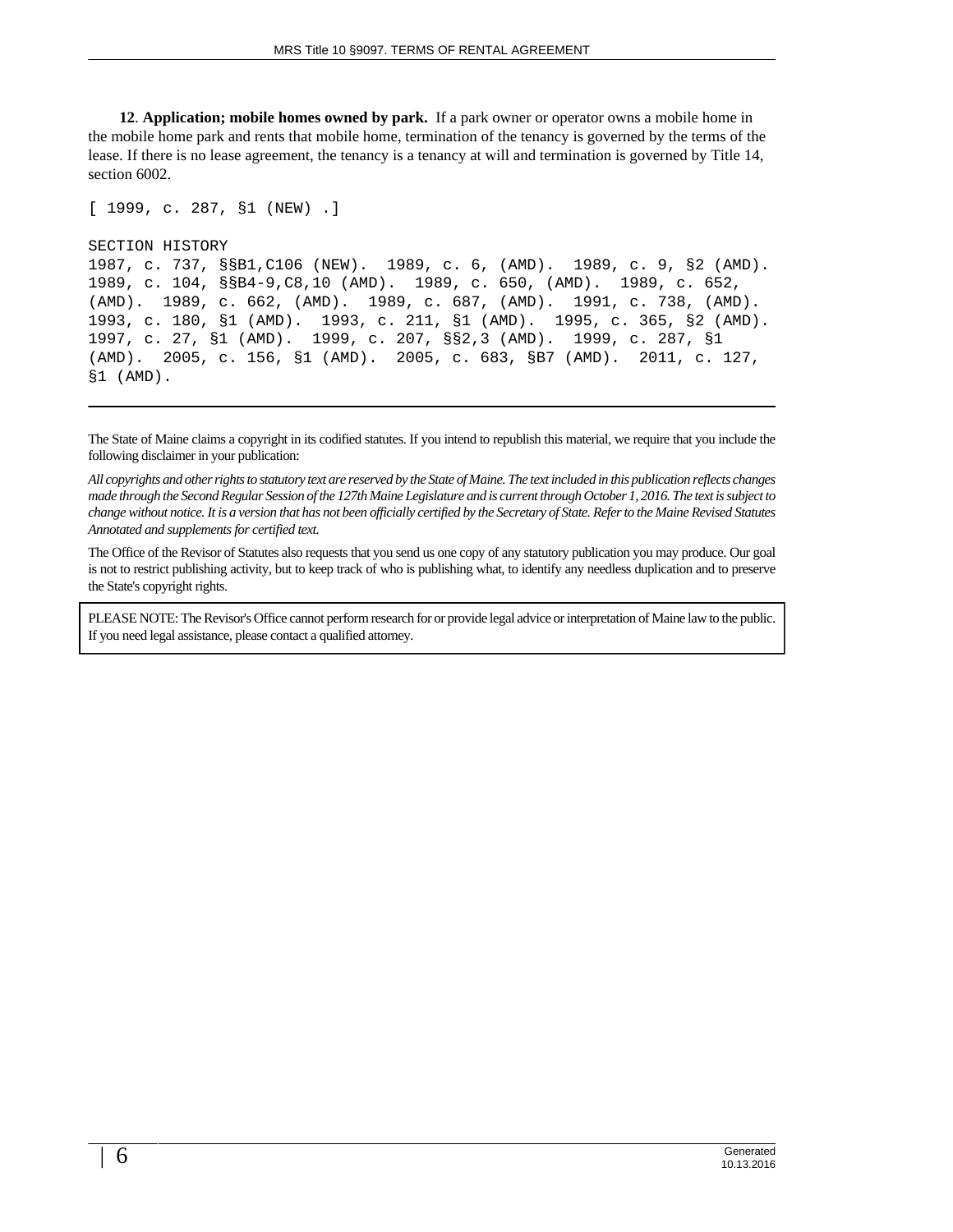**12**. **Application; mobile homes owned by park.** If a park owner or operator owns a mobile home in the mobile home park and rents that mobile home, termination of the tenancy is governed by the terms of the lease. If there is no lease agreement, the tenancy is a tenancy at will and termination is governed by Title 14, section 6002.

[ 1999, c. 287, §1 (NEW) .]

SECTION HISTORY

1987, c. 737, §§B1,C106 (NEW). 1989, c. 6, (AMD). 1989, c. 9, §2 (AMD). 1989, c. 104, §§B4-9,C8,10 (AMD). 1989, c. 650, (AMD). 1989, c. 652, (AMD). 1989, c. 662, (AMD). 1989, c. 687, (AMD). 1991, c. 738, (AMD). 1993, c. 180, §1 (AMD). 1993, c. 211, §1 (AMD). 1995, c. 365, §2 (AMD). 1997, c. 27, §1 (AMD). 1999, c. 207, §§2,3 (AMD). 1999, c. 287, §1 (AMD). 2005, c. 156, §1 (AMD). 2005, c. 683, §B7 (AMD). 2011, c. 127, §1 (AMD).

---

The State of Maine claims a copyright in its codified statutes. If you intend to republish this material, we require that you include the following disclaimer in your publication:

*All copyrights and other rights to statutory text are reserved by the State of Maine. The text included in this publication reflects changes made through the Second Regular Session of the 127th Maine Legislature and is current through October 1, 2016. The text is subject to change without notice. It is a version that has not been officially certified by the Secretary of State. Refer to the Maine Revised Statutes Annotated and supplements for certified text.*

The Office of the Revisor of Statutes also requests that you send us one copy of any statutory publication you may produce. Our goal is not to restrict publishing activity, but to keep track of who is publishing what, to identify any needless duplication and to preserve the State's copyright rights.

PLEASE NOTE: The Revisor's Office cannot perform research for or provide legal advice or interpretation of Maine law to the public. If you need legal assistance, please contact a qualified attorney.